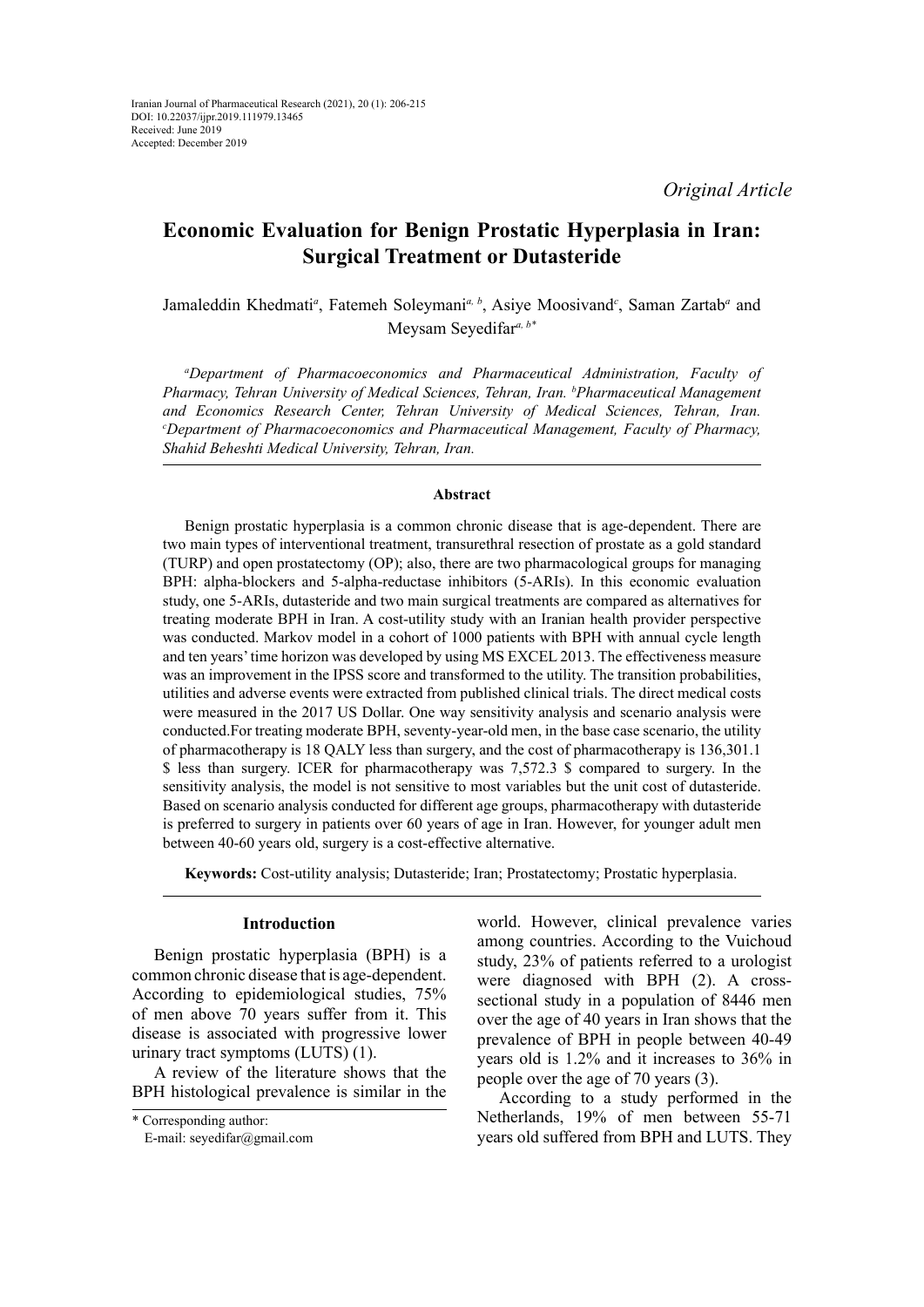Iranian Journal of Pharmaceutical Research (2021), 20 (1): 206-215
DOI: 10.22037/ijpr.2019.111979.13465
Received: June 2019
Accepted: December 2019

*Original Article*

# Economic Evaluation for Benign Prostatic Hyperplasia in Iran: Surgical Treatment or Dutasteride

Jamaleddin Khedmati[a], Fatemeh Soleymani[a, b], Asiye Moosivand[c], Saman Zartab[a] and Meysam Seyedifar[a, b*]

*[a]Department of Pharmacoeconomics and Pharmaceutical Administration, Faculty of Pharmacy, Tehran University of Medical Sciences, Tehran, Iran. [b]Pharmaceutical Management and Economics Research Center, Tehran University of Medical Sciences, Tehran, Iran. [c]Department of Pharmacoeconomics and Pharmaceutical Management, Faculty of Pharmacy, Shahid Beheshti Medical University, Tehran, Iran.*

### Abstract

Benign prostatic hyperplasia is a common chronic disease that is age-dependent. There are two main types of interventional treatment, transurethral resection of prostate as a gold standard (TURP) and open prostatectomy (OP); also, there are two pharmacological groups for managing BPH: alpha-blockers and 5-alpha-reductase inhibitors (5-ARIs). In this economic evaluation study, one 5-ARIs, dutasteride and two main surgical treatments are compared as alternatives for treating moderate BPH in Iran. A cost-utility study with an Iranian health provider perspective was conducted. Markov model in a cohort of 1000 patients with BPH with annual cycle length and ten years' time horizon was developed by using MS EXCEL 2013. The effectiveness measure was an improvement in the IPSS score and transformed to the utility. The transition probabilities, utilities and adverse events were extracted from published clinical trials. The direct medical costs were measured in the 2017 US Dollar. One way sensitivity analysis and scenario analysis were conducted.For treating moderate BPH, seventy-year-old men, in the base case scenario, the utility of pharmacotherapy is 18 QALY less than surgery, and the cost of pharmacotherapy is 136,301.1 $ less than surgery. ICER for pharmacotherapy was 7,572.3 $ compared to surgery. In the sensitivity analysis, the model is not sensitive to most variables but the unit cost of dutasteride. Based on scenario analysis conducted for different age groups, pharmacotherapy with dutasteride is preferred to surgery in patients over 60 years of age in Iran. However, for younger adult men between 40-60 years old, surgery is a cost-effective alternative.

**Keywords:** Cost-utility analysis; Dutasteride; Iran; Prostatectomy; Prostatic hyperplasia.

## Introduction

Benign prostatic hyperplasia (BPH) is a common chronic disease that is age-dependent. According to epidemiological studies, 75% of men above 70 years suffer from it. This disease is associated with progressive lower urinary tract symptoms (LUTS) (1).

A review of the literature shows that the BPH histological prevalence is similar in the world. However, clinical prevalence varies among countries. According to the Vuichoud study, 23% of patients referred to a urologist were diagnosed with BPH (2). A cross-sectional study in a population of 8446 men over the age of 40 years in Iran shows that the prevalence of BPH in people between 40-49 years old is 1.2% and it increases to 36% in people over the age of 70 years (3).

According to a study performed in the Netherlands, 19% of men between 55-71 years old suffered from BPH and LUTS. They

\* Corresponding author:
E-mail: seyedifar@gmail.com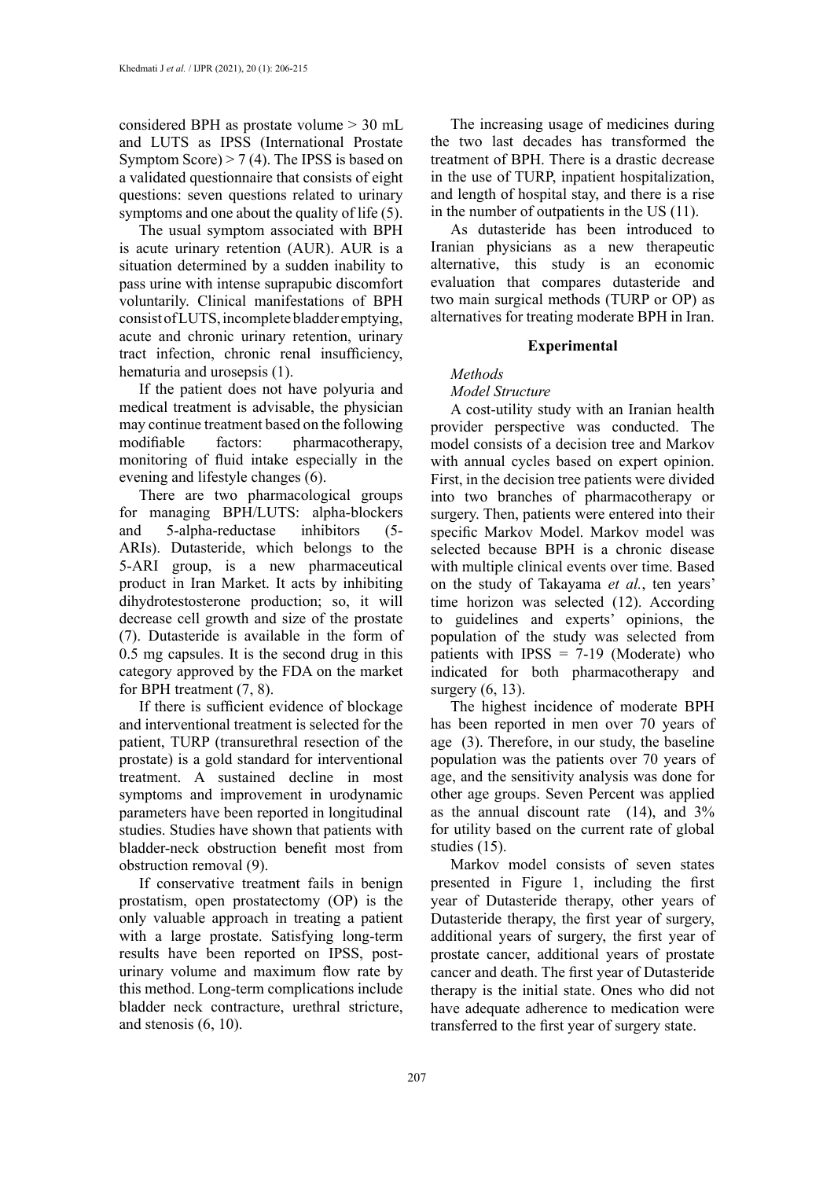considered BPH as prostate volume > 30 mL and LUTS as IPSS (International Prostate Symptom Score) > 7 (4). The IPSS is based on a validated questionnaire that consists of eight questions: seven questions related to urinary symptoms and one about the quality of life (5).

The usual symptom associated with BPH is acute urinary retention (AUR). AUR is a situation determined by a sudden inability to pass urine with intense suprapubic discomfort voluntarily. Clinical manifestations of BPH consist of LUTS, incomplete bladder emptying, acute and chronic urinary retention, urinary tract infection, chronic renal insufficiency, hematuria and urosepsis (1).

If the patient does not have polyuria and medical treatment is advisable, the physician may continue treatment based on the following modifiable factors: pharmacotherapy, monitoring of fluid intake especially in the evening and lifestyle changes (6).

There are two pharmacological groups for managing BPH/LUTS: alpha-blockers and 5-alpha-reductase inhibitors (5-ARIs). Dutasteride, which belongs to the 5-ARI group, is a new pharmaceutical product in Iran Market. It acts by inhibiting dihydrotestosterone production; so, it will decrease cell growth and size of the prostate (7). Dutasteride is available in the form of 0.5 mg capsules. It is the second drug in this category approved by the FDA on the market for BPH treatment (7, 8).

If there is sufficient evidence of blockage and interventional treatment is selected for the patient, TURP (transurethral resection of the prostate) is a gold standard for interventional treatment. A sustained decline in most symptoms and improvement in urodynamic parameters have been reported in longitudinal studies. Studies have shown that patients with bladder-neck obstruction benefit most from obstruction removal (9).

If conservative treatment fails in benign prostatism, open prostatectomy (OP) is the only valuable approach in treating a patient with a large prostate. Satisfying long-term results have been reported on IPSS, post-urinary volume and maximum flow rate by this method. Long-term complications include bladder neck contracture, urethral stricture, and stenosis (6, 10).

The increasing usage of medicines during the two last decades has transformed the treatment of BPH. There is a drastic decrease in the use of TURP, inpatient hospitalization, and length of hospital stay, and there is a rise in the number of outpatients in the US (11).

As dutasteride has been introduced to Iranian physicians as a new therapeutic alternative, this study is an economic evaluation that compares dutasteride and two main surgical methods (TURP or OP) as alternatives for treating moderate BPH in Iran.

## Experimental

*Methods*

*Model Structure*

A cost-utility study with an Iranian health provider perspective was conducted. The model consists of a decision tree and Markov with annual cycles based on expert opinion. First, in the decision tree patients were divided into two branches of pharmacotherapy or surgery. Then, patients were entered into their specific Markov Model. Markov model was selected because BPH is a chronic disease with multiple clinical events over time. Based on the study of Takayama *et al.*, ten years' time horizon was selected (12). According to guidelines and experts' opinions, the population of the study was selected from patients with IPSS = 7-19 (Moderate) who indicated for both pharmacotherapy and surgery (6, 13).

The highest incidence of moderate BPH has been reported in men over 70 years of age (3). Therefore, in our study, the baseline population was the patients over 70 years of age, and the sensitivity analysis was done for other age groups. Seven Percent was applied as the annual discount rate (14), and 3% for utility based on the current rate of global studies (15).

Markov model consists of seven states presented in Figure 1, including the first year of Dutasteride therapy, other years of Dutasteride therapy, the first year of surgery, additional years of surgery, the first year of prostate cancer, additional years of prostate cancer and death. The first year of Dutasteride therapy is the initial state. Ones who did not have adequate adherence to medication were transferred to the first year of surgery state.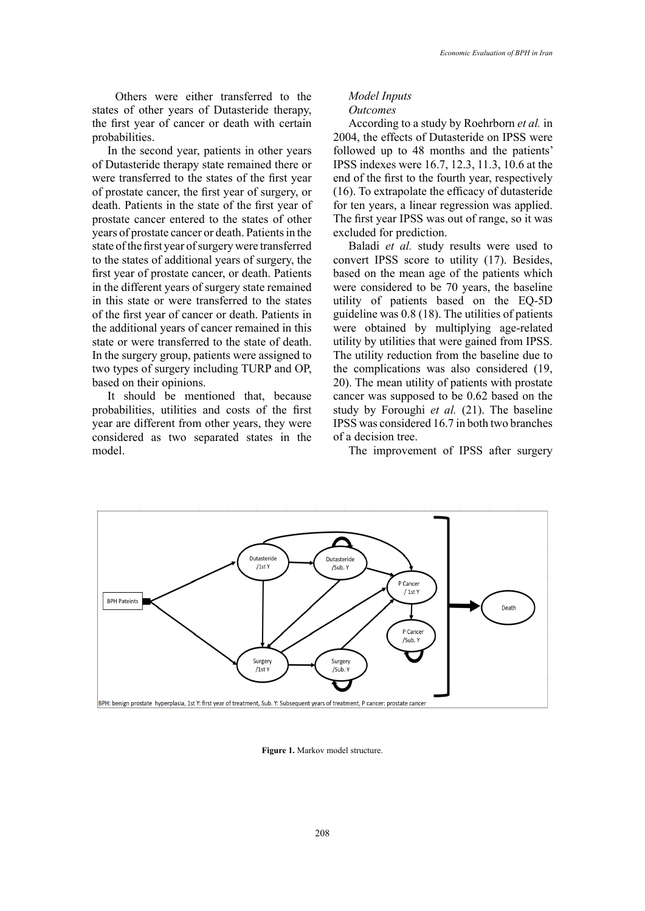Others were either transferred to the states of other years of Dutasteride therapy, the first year of cancer or death with certain probabilities.

In the second year, patients in other years of Dutasteride therapy state remained there or were transferred to the states of the first year of prostate cancer, the first year of surgery, or death. Patients in the state of the first year of prostate cancer entered to the states of other years of prostate cancer or death. Patients in the state of the first year of surgery were transferred to the states of additional years of surgery, the first year of prostate cancer, or death. Patients in the different years of surgery state remained in this state or were transferred to the states of the first year of cancer or death. Patients in the additional years of cancer remained in this state or were transferred to the state of death. In the surgery group, patients were assigned to two types of surgery including TURP and OP, based on their opinions.

It should be mentioned that, because probabilities, utilities and costs of the first year are different from other years, they were considered as two separated states in the model.

*Model Inputs*

*Outcomes*

According to a study by Roehrborn *et al.* in 2004, the effects of Dutasteride on IPSS were followed up to 48 months and the patients' IPSS indexes were 16.7, 12.3, 11.3, 10.6 at the end of the first to the fourth year, respectively (16). To extrapolate the efficacy of dutasteride for ten years, a linear regression was applied. The first year IPSS was out of range, so it was excluded for prediction.

Baladi *et al.* study results were used to convert IPSS score to utility (17). Besides, based on the mean age of the patients which were considered to be 70 years, the baseline utility of patients based on the EQ-5D guideline was 0.8 (18). The utilities of patients were obtained by multiplying age-related utility by utilities that were gained from IPSS. The utility reduction from the baseline due to the complications was also considered (19, 20). The mean utility of patients with prostate cancer was supposed to be 0.62 based on the study by Foroughi *et al.* (21). The baseline IPSS was considered 16.7 in both two branches of a decision tree.

The improvement of IPSS after surgery

BPH: benign prostate hyperplasia, 1st Y: first year of treatment, Sub. Y: Subsequent years of treatment, P cancer: prostate cancer

**Figure 1.** Markov model structure.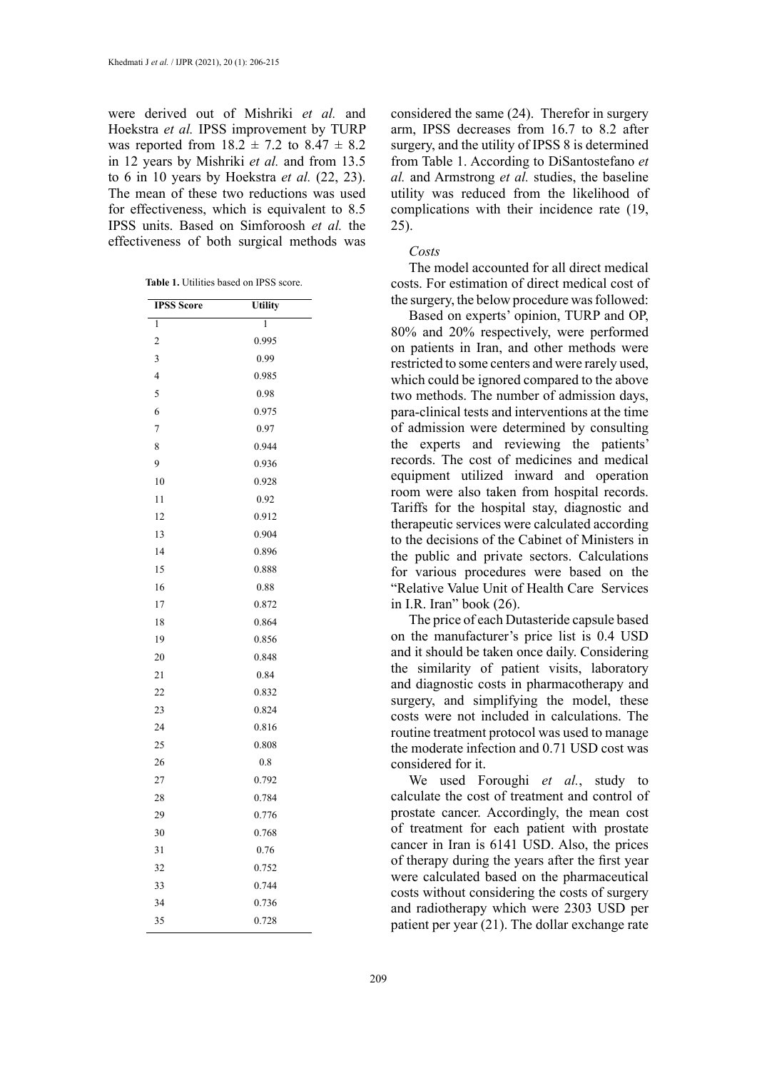were derived out of Mishriki *et al.* and Hoekstra *et al.* IPSS improvement by TURP was reported from $18.2 \pm 7.2$ to $8.47 \pm 8.2$ in 12 years by Mishriki *et al.* and from 13.5 to 6 in 10 years by Hoekstra *et al.* (22, 23). The mean of these two reductions was used for effectiveness, which is equivalent to 8.5 IPSS units. Based on Simforoosh *et al.* the effectiveness of both surgical methods was considered the same (24). Therefor in surgery arm, IPSS decreases from 16.7 to 8.2 after surgery, and the utility of IPSS 8 is determined from Table 1. According to DiSantostefano *et al.* and Armstrong *et al.* studies, the baseline utility was reduced from the likelihood of complications with their incidence rate (19, 25).

**Table 1.** Utilities based on IPSS score.

| IPSS Score | Utility |
|---|---|
| 1 | 1 |
| 2 | 0.995 |
| 3 | 0.99 |
| 4 | 0.985 |
| 5 | 0.98 |
| 6 | 0.975 |
| 7 | 0.97 |
| 8 | 0.944 |
| 9 | 0.936 |
| 10 | 0.928 |
| 11 | 0.92 |
| 12 | 0.912 |
| 13 | 0.904 |
| 14 | 0.896 |
| 15 | 0.888 |
| 16 | 0.88 |
| 17 | 0.872 |
| 18 | 0.864 |
| 19 | 0.856 |
| 20 | 0.848 |
| 21 | 0.84 |
| 22 | 0.832 |
| 23 | 0.824 |
| 24 | 0.816 |
| 25 | 0.808 |
| 26 | 0.8 |
| 27 | 0.792 |
| 28 | 0.784 |
| 29 | 0.776 |
| 30 | 0.768 |
| 31 | 0.76 |
| 32 | 0.752 |
| 33 | 0.744 |
| 34 | 0.736 |
| 35 | 0.728 |

*Costs*

The model accounted for all direct medical costs. For estimation of direct medical cost of the surgery, the below procedure was followed:

Based on experts' opinion, TURP and OP, 80% and 20% respectively, were performed on patients in Iran, and other methods were restricted to some centers and were rarely used, which could be ignored compared to the above two methods. The number of admission days, para-clinical tests and interventions at the time of admission were determined by consulting the experts and reviewing the patients' records. The cost of medicines and medical equipment utilized inward and operation room were also taken from hospital records. Tariffs for the hospital stay, diagnostic and therapeutic services were calculated according to the decisions of the Cabinet of Ministers in the public and private sectors. Calculations for various procedures were based on the "Relative Value Unit of Health Care Services in I.R. Iran" book (26).

The price of each Dutasteride capsule based on the manufacturer's price list is 0.4 USD and it should be taken once daily. Considering the similarity of patient visits, laboratory and diagnostic costs in pharmacotherapy and surgery, and simplifying the model, these costs were not included in calculations. The routine treatment protocol was used to manage the moderate infection and 0.71 USD cost was considered for it.

We used Foroughi *et al.*, study to calculate the cost of treatment and control of prostate cancer. Accordingly, the mean cost of treatment for each patient with prostate cancer in Iran is 6141 USD. Also, the prices of therapy during the years after the first year were calculated based on the pharmaceutical costs without considering the costs of surgery and radiotherapy which were 2303 USD per patient per year (21). The dollar exchange rate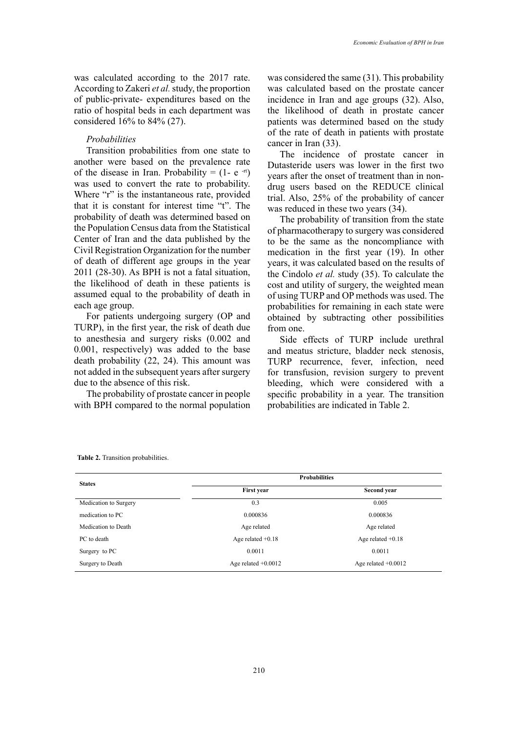was calculated according to the 2017 rate. According to Zakeri *et al.* study, the proportion of public-private- expenditures based on the ratio of hospital beds in each department was considered 16% to 84% (27).

### *Probabilities*

Transition probabilities from one state to another were based on the prevalence rate of the disease in Iran. Probability = $(1- e^{-rt})$ was used to convert the rate to probability. Where "r" is the instantaneous rate, provided that it is constant for interest time "t". The probability of death was determined based on the Population Census data from the Statistical Center of Iran and the data published by the Civil Registration Organization for the number of death of different age groups in the year 2011 (28-30). As BPH is not a fatal situation, the likelihood of death in these patients is assumed equal to the probability of death in each age group.

For patients undergoing surgery (OP and TURP), in the first year, the risk of death due to anesthesia and surgery risks (0.002 and 0.001, respectively) was added to the base death probability (22, 24). This amount was not added in the subsequent years after surgery due to the absence of this risk.

The probability of prostate cancer in people with BPH compared to the normal population was considered the same (31). This probability was calculated based on the prostate cancer incidence in Iran and age groups (32). Also, the likelihood of death in prostate cancer patients was determined based on the study of the rate of death in patients with prostate cancer in Iran (33).

The incidence of prostate cancer in Dutasteride users was lower in the first two years after the onset of treatment than in non-drug users based on the REDUCE clinical trial. Also, 25% of the probability of cancer was reduced in these two years (34).

The probability of transition from the state of pharmacotherapy to surgery was considered to be the same as the noncompliance with medication in the first year (19). In other years, it was calculated based on the results of the Cindolo *et al.* study (35). To calculate the cost and utility of surgery, the weighted mean of using TURP and OP methods was used. The probabilities for remaining in each state were obtained by subtracting other possibilities from one.

Side effects of TURP include urethral and meatus stricture, bladder neck stenosis, TURP recurrence, fever, infection, need for transfusion, revision surgery to prevent bleeding, which were considered with a specific probability in a year. The transition probabilities are indicated in Table 2.

**Table 2.** Transition probabilities.

| States | Probabilities | |
|---|---|---|
| | First year | Second year |
| Medication to Surgery | 0.3 | 0.005 |
| medication to PC | 0.000836 | 0.000836 |
| Medication to Death | Age related | Age related |
| PC to death | Age related +0.18 | Age related +0.18 |
| Surgery to PC | 0.0011 | 0.0011 |
| Surgery to Death | Age related +0.0012 | Age related +0.0012 |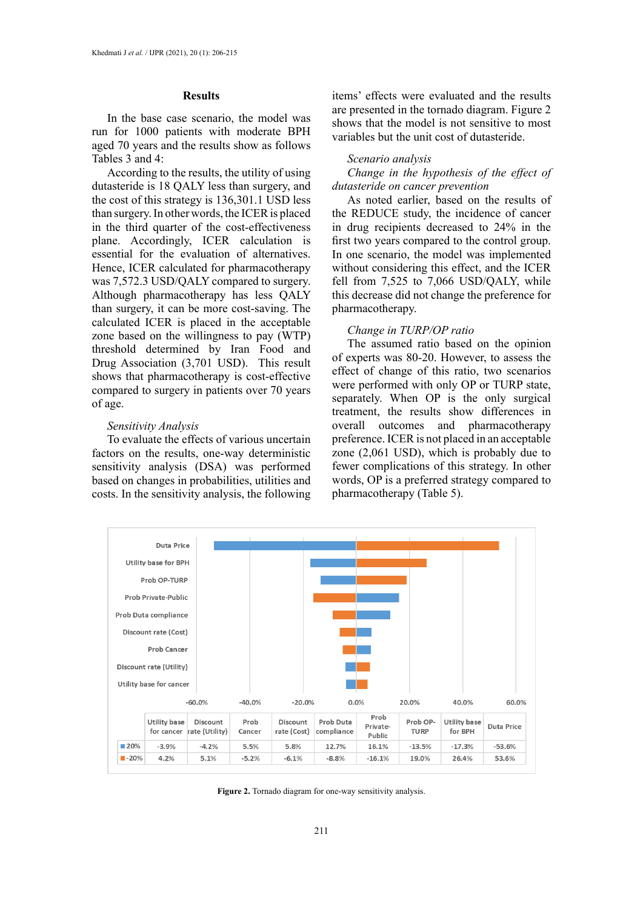## Results

In the base case scenario, the model was run for 1000 patients with moderate BPH aged 70 years and the results show as follows Tables 3 and 4:

According to the results, the utility of using dutasteride is 18 QALY less than surgery, and the cost of this strategy is 136,301.1 USD less than surgery. In other words, the ICER is placed in the third quarter of the cost-effectiveness plane. Accordingly, ICER calculation is essential for the evaluation of alternatives. Hence, ICER calculated for pharmacotherapy was 7,572.3 USD/QALY compared to surgery. Although pharmacotherapy has less QALY than surgery, it can be more cost-saving. The calculated ICER is placed in the acceptable zone based on the willingness to pay (WTP) threshold determined by Iran Food and Drug Association (3,701 USD). This result shows that pharmacotherapy is cost-effective compared to surgery in patients over 70 years of age.

*Sensitivity Analysis*

To evaluate the effects of various uncertain factors on the results, one-way deterministic sensitivity analysis (DSA) was performed based on changes in probabilities, utilities and costs. In the sensitivity analysis, the following items' effects were evaluated and the results are presented in the tornado diagram. Figure 2 shows that the model is not sensitive to most variables but the unit cost of dutasteride.

*Scenario analysis*

*Change in the hypothesis of the effect of dutasteride on cancer prevention*

As noted earlier, based on the results of the REDUCE study, the incidence of cancer in drug recipients decreased to 24% in the first two years compared to the control group. In one scenario, the model was implemented without considering this effect, and the ICER fell from 7,525 to 7,066 USD/QALY, while this decrease did not change the preference for pharmacotherapy.

*Change in TURP/OP ratio*

The assumed ratio based on the opinion of experts was 80-20. However, to assess the effect of change of this ratio, two scenarios were performed with only OP or TURP state, separately. When OP is the only surgical treatment, the results show differences in overall outcomes and pharmacotherapy preference. ICER is not placed in an acceptable zone (2,061 USD), which is probably due to fewer complications of this strategy. In other words, OP is a preferred strategy compared to pharmacotherapy (Table 5).

| | Utility base for cancer | Discount rate (Utility) | Prob Cancer | Discount rate (Cost) | Prob Duta compliance | Prob Private-Public | Prob OP-TURP | Utility base for BPH | Duta Price |
|---|---|---|---|---|---|---|---|---|---|
| 20% | -3.9% | -4.2% | 5.5% | 5.8% | 12.7% | 16.1% | -13.5% | -17.3% | -53.6% |
| -20% | 4.2% | 5.1% | -5.2% | -6.1% | -8.8% | -16.1% | 19.0% | 26.4% | 53.6% |

**Figure 2.** Tornado diagram for one-way sensitivity analysis.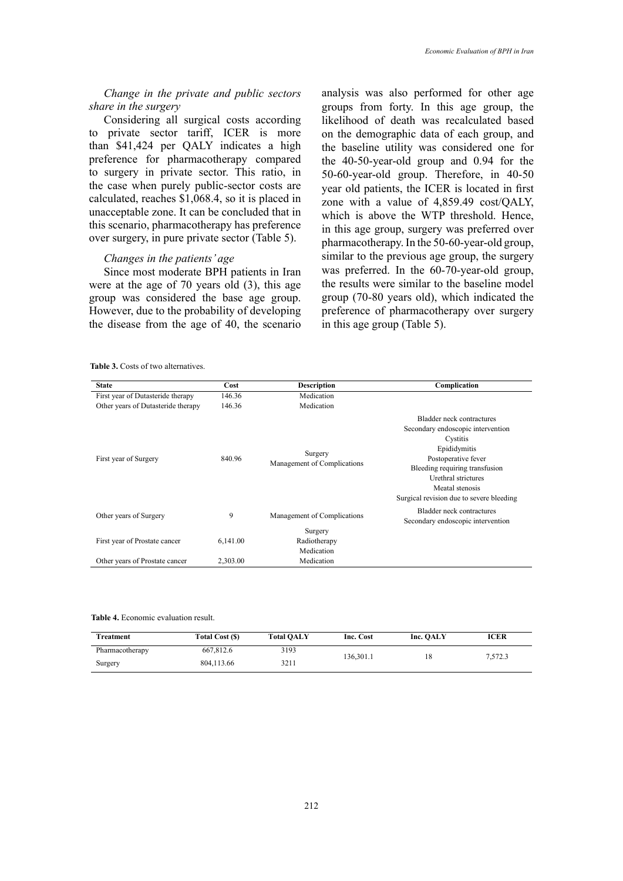*Change in the private and public sectors share in the surgery*

Considering all surgical costs according to private sector tariff, ICER is more than $41,424 per QALY indicates a high preference for pharmacotherapy compared to surgery in private sector. This ratio, in the case when purely public-sector costs are calculated, reaches $1,068.4, so it is placed in unacceptable zone. It can be concluded that in this scenario, pharmacotherapy has preference over surgery, in pure private sector (Table 5).

*Changes in the patients' age*

Since most moderate BPH patients in Iran were at the age of 70 years old (3), this age group was considered the base age group. However, due to the probability of developing the disease from the age of 40, the scenario analysis was also performed for other age groups from forty. In this age group, the likelihood of death was recalculated based on the demographic data of each group, and the baseline utility was considered one for the 40-50-year-old group and 0.94 for the 50-60-year-old group. Therefore, in 40-50 year old patients, the ICER is located in first zone with a value of 4,859.49 cost/QALY, which is above the WTP threshold. Hence, in this age group, surgery was preferred over pharmacotherapy. In the 50-60-year-old group, similar to the previous age group, the surgery was preferred. In the 60-70-year-old group, the results were similar to the baseline model group (70-80 years old), which indicated the preference of pharmacotherapy over surgery in this age group (Table 5).

**Table 3.** Costs of two alternatives.

| State | Cost | Description | Complication |
|---|---|---|---|
| First year of Dutasteride therapy | 146.36 | Medication | |
| Other years of Dutasteride therapy | 146.36 | Medication | |
| First year of Surgery | 840.96 | Surgery<br>Management of Complications | Bladder neck contractures<br>Secondary endoscopic intervention<br>Cystitis<br>Epididymitis<br>Postoperative fever<br>Bleeding requiring transfusion<br>Urethral strictures<br>Meatal stenosis<br>Surgical revision due to severe bleeding |
| Other years of Surgery | 9 | Management of Complications | Bladder neck contractures<br>Secondary endoscopic intervention |
| First year of Prostate cancer | 6,141.00 | Surgery<br>Radiotherapy<br>Medication | |
| Other years of Prostate cancer | 2,303.00 | Medication | |

**Table 4.** Economic evaluation result.

| Treatment | Total Cost ($) | Total QALY | Inc. Cost | Inc. QALY | ICER |
|---|---|---|---|---|---|
| Pharmacotherapy | 667,812.6 | 3193 | 136,301.1 | 18 | 7,572.3 |
| Surgery | 804,113.66 | 3211 | | | |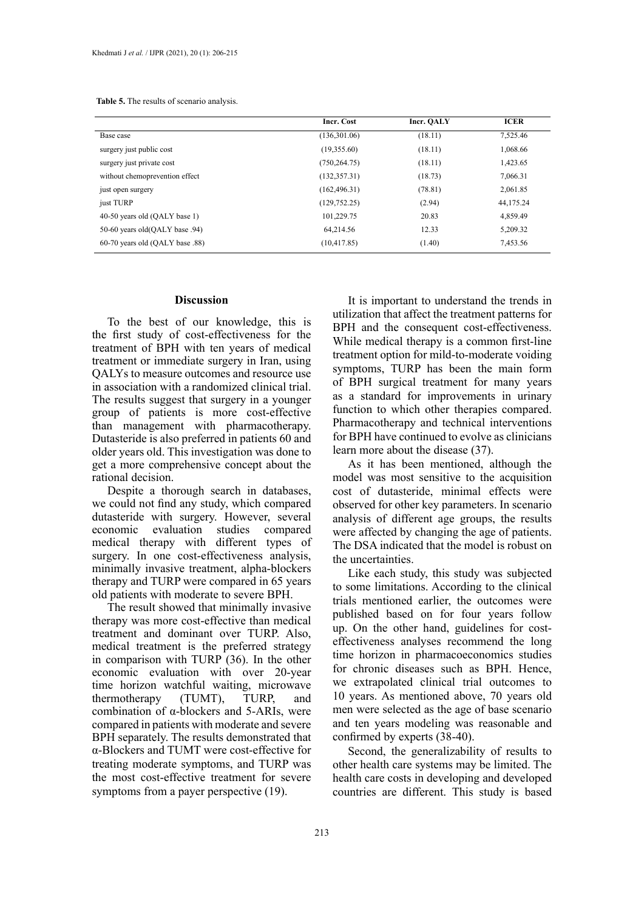**Table 5.** The results of scenario analysis.

| | Incr. Cost | Incr. QALY | ICER |
|---|---|---|---|
| Base case | (136,301.06) | (18.11) | 7,525.46 |
| surgery just public cost | (19,355.60) | (18.11) | 1,068.66 |
| surgery just private cost | (750,264.75) | (18.11) | 1,423.65 |
| without chemoprevention effect | (132,357.31) | (18.73) | 7,066.31 |
| just open surgery | (162,496.31) | (78.81) | 2,061.85 |
| just TURP | (129,752.25) | (2.94) | 44,175.24 |
| 40-50 years old (QALY base 1) | 101,229.75 | 20.83 | 4,859.49 |
| 50-60 years old(QALY base .94) | 64,214.56 | 12.33 | 5,209.32 |
| 60-70 years old (QALY base .88) | (10,417.85) | (1.40) | 7,453.56 |

## Discussion

To the best of our knowledge, this is the first study of cost-effectiveness for the treatment of BPH with ten years of medical treatment or immediate surgery in Iran, using QALYs to measure outcomes and resource use in association with a randomized clinical trial. The results suggest that surgery in a younger group of patients is more cost-effective than management with pharmacotherapy. Dutasteride is also preferred in patients 60 and older years old. This investigation was done to get a more comprehensive concept about the rational decision.

Despite a thorough search in databases, we could not find any study, which compared dutasteride with surgery. However, several economic evaluation studies compared medical therapy with different types of surgery. In one cost-effectiveness analysis, minimally invasive treatment, alpha-blockers therapy and TURP were compared in 65 years old patients with moderate to severe BPH.

The result showed that minimally invasive therapy was more cost-effective than medical treatment and dominant over TURP. Also, medical treatment is the preferred strategy in comparison with TURP (36). In the other economic evaluation with over 20-year time horizon watchful waiting, microwave thermotherapy (TUMT), TURP, and combination of α-blockers and 5-ARIs, were compared in patients with moderate and severe BPH separately. The results demonstrated that α-Blockers and TUMT were cost-effective for treating moderate symptoms, and TURP was the most cost-effective treatment for severe symptoms from a payer perspective (19).

It is important to understand the trends in utilization that affect the treatment patterns for BPH and the consequent cost-effectiveness. While medical therapy is a common first-line treatment option for mild-to-moderate voiding symptoms, TURP has been the main form of BPH surgical treatment for many years as a standard for improvements in urinary function to which other therapies compared. Pharmacotherapy and technical interventions for BPH have continued to evolve as clinicians learn more about the disease (37).

As it has been mentioned, although the model was most sensitive to the acquisition cost of dutasteride, minimal effects were observed for other key parameters. In scenario analysis of different age groups, the results were affected by changing the age of patients. The DSA indicated that the model is robust on the uncertainties.

Like each study, this study was subjected to some limitations. According to the clinical trials mentioned earlier, the outcomes were published based on for four years follow up. On the other hand, guidelines for cost-effectiveness analyses recommend the long time horizon in pharmacoeconomics studies for chronic diseases such as BPH. Hence, we extrapolated clinical trial outcomes to 10 years. As mentioned above, 70 years old men were selected as the age of base scenario and ten years modeling was reasonable and confirmed by experts (38-40).

Second, the generalizability of results to other health care systems may be limited. The health care costs in developing and developed countries are different. This study is based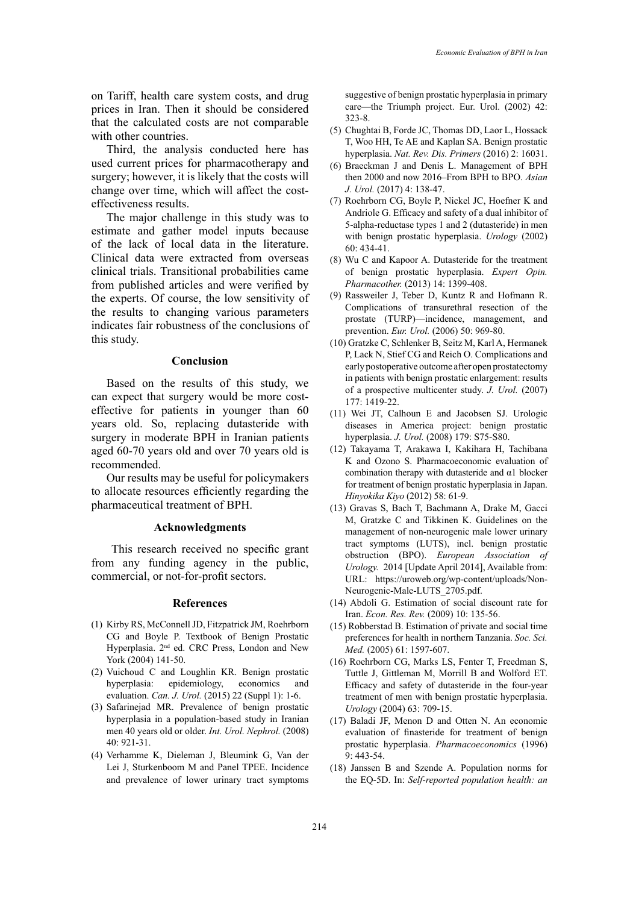on Tariff, health care system costs, and drug prices in Iran. Then it should be considered that the calculated costs are not comparable with other countries.

Third, the analysis conducted here has used current prices for pharmacotherapy and surgery; however, it is likely that the costs will change over time, which will affect the cost-effectiveness results.

The major challenge in this study was to estimate and gather model inputs because of the lack of local data in the literature. Clinical data were extracted from overseas clinical trials. Transitional probabilities came from published articles and were verified by the experts. Of course, the low sensitivity of the results to changing various parameters indicates fair robustness of the conclusions of this study.

## Conclusion

Based on the results of this study, we can expect that surgery would be more cost-effective for patients in younger than 60 years old. So, replacing dutasteride with surgery in moderate BPH in Iranian patients aged 60-70 years old and over 70 years old is recommended.

Our results may be useful for policymakers to allocate resources efficiently regarding the pharmaceutical treatment of BPH.

## Acknowledgments

This research received no specific grant from any funding agency in the public, commercial, or not-for-profit sectors.

## References

(1) Kirby RS, McConnell JD, Fitzpatrick JM, Roehrborn CG and Boyle P. Textbook of Benign Prostatic Hyperplasia. 2nd ed. CRC Press, London and New York (2004) 141-50.

(2) Vuichoud C and Loughlin KR. Benign prostatic hyperplasia: epidemiology, economics and evaluation. *Can. J. Urol.* (2015) 22 (Suppl 1): 1-6.

(3) Safarinejad MR. Prevalence of benign prostatic hyperplasia in a population-based study in Iranian men 40 years old or older. *Int. Urol. Nephrol.* (2008) 40: 921-31.

(4) Verhamme K, Dieleman J, Bleumink G, Van der Lei J, Sturkenboom M and Panel TPEE. Incidence and prevalence of lower urinary tract symptoms suggestive of benign prostatic hyperplasia in primary care—the Triumph project. Eur. Urol. (2002) 42: 323-8.

(5) Chughtai B, Forde JC, Thomas DD, Laor L, Hossack T, Woo HH, Te AE and Kaplan SA. Benign prostatic hyperplasia. *Nat. Rev. Dis. Primers* (2016) 2: 16031.

(6) Braeckman J and Denis L. Management of BPH then 2000 and now 2016–From BPH to BPO. *Asian J. Urol.* (2017) 4: 138-47.

(7) Roehrborn CG, Boyle P, Nickel JC, Hoefner K and Andriole G. Efficacy and safety of a dual inhibitor of 5-alpha-reductase types 1 and 2 (dutasteride) in men with benign prostatic hyperplasia. *Urology* (2002) 60: 434-41.

(8) Wu C and Kapoor A. Dutasteride for the treatment of benign prostatic hyperplasia. *Expert Opin. Pharmacother.* (2013) 14: 1399-408.

(9) Rassweiler J, Teber D, Kuntz R and Hofmann R. Complications of transurethral resection of the prostate (TURP)—incidence, management, and prevention. *Eur. Urol.* (2006) 50: 969-80.

(10) Gratzke C, Schlenker B, Seitz M, Karl A, Hermanek P, Lack N, Stief CG and Reich O. Complications and early postoperative outcome after open prostatectomy in patients with benign prostatic enlargement: results of a prospective multicenter study. *J. Urol.* (2007) 177: 1419-22.

(11) Wei JT, Calhoun E and Jacobsen SJ. Urologic diseases in America project: benign prostatic hyperplasia. *J. Urol.* (2008) 179: S75-S80.

(12) Takayama T, Arakawa I, Kakihara H, Tachibana K and Ozono S. Pharmacoeconomic evaluation of combination therapy with dutasteride and α1 blocker for treatment of benign prostatic hyperplasia in Japan. *Hinyokika Kiyo* (2012) 58: 61-9.

(13) Gravas S, Bach T, Bachmann A, Drake M, Gacci M, Gratzke C and Tikkinen K. Guidelines on the management of non-neurogenic male lower urinary tract symptoms (LUTS), incl. benign prostatic obstruction (BPO). *European Association of Urology.* 2014 [Update April 2014], Available from: URL: https://uroweb.org/wp-content/uploads/Non-Neurogenic-Male-LUTS_2705.pdf.

(14) Abdoli G. Estimation of social discount rate for Iran. *Econ. Res. Rev.* (2009) 10: 135-56.

(15) Robberstad B. Estimation of private and social time preferences for health in northern Tanzania. *Soc. Sci. Med.* (2005) 61: 1597-607.

(16) Roehrborn CG, Marks LS, Fenter T, Freedman S, Tuttle J, Gittleman M, Morrill B and Wolford ET. Efficacy and safety of dutasteride in the four-year treatment of men with benign prostatic hyperplasia. *Urology* (2004) 63: 709-15.

(17) Baladi JF, Menon D and Otten N. An economic evaluation of finasteride for treatment of benign prostatic hyperplasia. *Pharmacoeconomics* (1996) 9: 443-54.

(18) Janssen B and Szende A. Population norms for the EQ-5D. In: *Self-reported population health: an*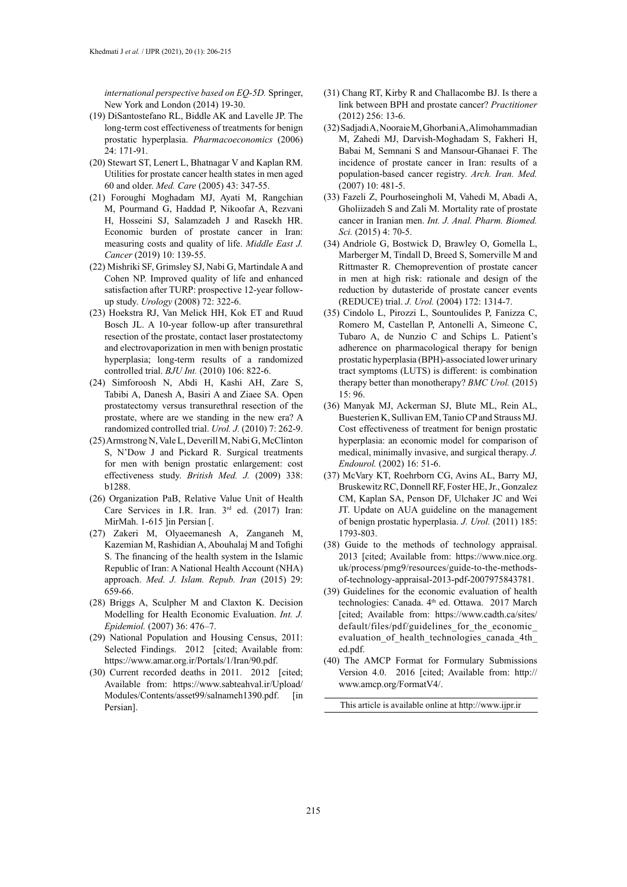*international perspective based on EQ-5D.* Springer, New York and London (2014) 19-30.

(19) DiSantostefano RL, Biddle AK and Lavelle JP. The long-term cost effectiveness of treatments for benign prostatic hyperplasia. *Pharmacoeconomics* (2006) 24: 171-91.

(20) Stewart ST, Lenert L, Bhatnagar V and Kaplan RM. Utilities for prostate cancer health states in men aged 60 and older. *Med. Care* (2005) 43: 347-55.

(21) Foroughi Moghadam MJ, Ayati M, Rangchian M, Pourmand G, Haddad P, Nikoofar A, Rezvani H, Hosseini SJ, Salamzadeh J and Rasekh HR. Economic burden of prostate cancer in Iran: measuring costs and quality of life. *Middle East J. Cancer* (2019) 10: 139-55.

(22) Mishriki SF, Grimsley SJ, Nabi G, Martindale A and Cohen NP. Improved quality of life and enhanced satisfaction after TURP: prospective 12-year follow-up study. *Urology* (2008) 72: 322-6.

(23) Hoekstra RJ, Van Melick HH, Kok ET and Ruud Bosch JL. A 10-year follow-up after transurethral resection of the prostate, contact laser prostatectomy and electrovaporization in men with benign prostatic hyperplasia; long-term results of a randomized controlled trial. *BJU Int.* (2010) 106: 822-6.

(24) Simforoosh N, Abdi H, Kashi AH, Zare S, Tabibi A, Danesh A, Basiri A and Ziaee SA. Open prostatectomy versus transurethral resection of the prostate, where are we standing in the new era? A randomized controlled trial. *Urol. J.* (2010) 7: 262-9.

(25) Armstrong N, Vale L, Deverill M, Nabi G, McClinton S, N'Dow J and Pickard R. Surgical treatments for men with benign prostatic enlargement: cost effectiveness study. *British Med. J.* (2009) 338: b1288.

(26) Organization PaB, Relative Value Unit of Health Care Services in I.R. Iran. 3rd ed. (2017) Iran: MirMah. 1-615 ]in Persian [.

(27) Zakeri M, Olyaeemanesh A, Zanganeh M, Kazemian M, Rashidian A, Abouhalaj M and Tofighi S. The financing of the health system in the Islamic Republic of Iran: A National Health Account (NHA) approach. *Med. J. Islam. Repub. Iran* (2015) 29: 659-66.

(28) Briggs A, Sculpher M and Claxton K. Decision Modelling for Health Economic Evaluation. *Int. J. Epidemiol.* (2007) 36: 476–7.

(29) National Population and Housing Census, 2011: Selected Findings. 2012 [cited; Available from: https://www.amar.org.ir/Portals/1/Iran/90.pdf.

(30) Current recorded deaths in 2011. 2012 [cited; Available from: https://www.sabteahval.ir/Upload/Modules/Contents/asset99/salnameh1390.pdf. [in Persian].

(31) Chang RT, Kirby R and Challacombe BJ. Is there a link between BPH and prostate cancer? *Practitioner* (2012) 256: 13-6.

(32) Sadjadi A, Nooraie M, Ghorbani A, Alimohammadian M, Zahedi MJ, Darvish-Moghadam S, Fakheri H, Babai M, Semnani S and Mansour-Ghanaei F. The incidence of prostate cancer in Iran: results of a population-based cancer registry. *Arch. Iran. Med.* (2007) 10: 481-5.

(33) Fazeli Z, Pourhoseingholi M, Vahedi M, Abadi A, Gholiizadeh S and Zali M. Mortality rate of prostate cancer in Iranian men. *Int. J. Anal. Pharm. Biomed. Sci.* (2015) 4: 70-5.

(34) Andriole G, Bostwick D, Brawley O, Gomella L, Marberger M, Tindall D, Breed S, Somerville M and Rittmaster R. Chemoprevention of prostate cancer in men at high risk: rationale and design of the reduction by dutasteride of prostate cancer events (REDUCE) trial. *J. Urol.* (2004) 172: 1314-7.

(35) Cindolo L, Pirozzi L, Sountoulides P, Fanizza C, Romero M, Castellan P, Antonelli A, Simeone C, Tubaro A, de Nunzio C and Schips L. Patient's adherence on pharmacological therapy for benign prostatic hyperplasia (BPH)-associated lower urinary tract symptoms (LUTS) is different: is combination therapy better than monotherapy? *BMC Urol.* (2015) 15: 96.

(36) Manyak MJ, Ackerman SJ, Blute ML, Rein AL, Buesterien K, Sullivan EM, Tanio CP and Strauss MJ. Cost effectiveness of treatment for benign prostatic hyperplasia: an economic model for comparison of medical, minimally invasive, and surgical therapy. *J. Endourol.* (2002) 16: 51-6.

(37) McVary KT, Roehrborn CG, Avins AL, Barry MJ, Bruskewitz RC, Donnell RF, Foster HE, Jr., Gonzalez CM, Kaplan SA, Penson DF, Ulchaker JC and Wei JT. Update on AUA guideline on the management of benign prostatic hyperplasia. *J. Urol.* (2011) 185: 1793-803.

(38) Guide to the methods of technology appraisal. 2013 [cited; Available from: https://www.nice.org.uk/process/pmg9/resources/guide-to-the-methods-of-technology-appraisal-2013-pdf-2007975843781.

(39) Guidelines for the economic evaluation of health technologies: Canada. 4th ed. Ottawa. 2017 March [cited; Available from: https://www.cadth.ca/sites/default/files/pdf/guidelines_for_the_economic_evaluation_of_health_technologies_canada_4th_ed.pdf.

(40) The AMCP Format for Formulary Submissions Version 4.0. 2016 [cited; Available from: http://www.amcp.org/FormatV4/.

This article is available online at http://www.ijpr.ir